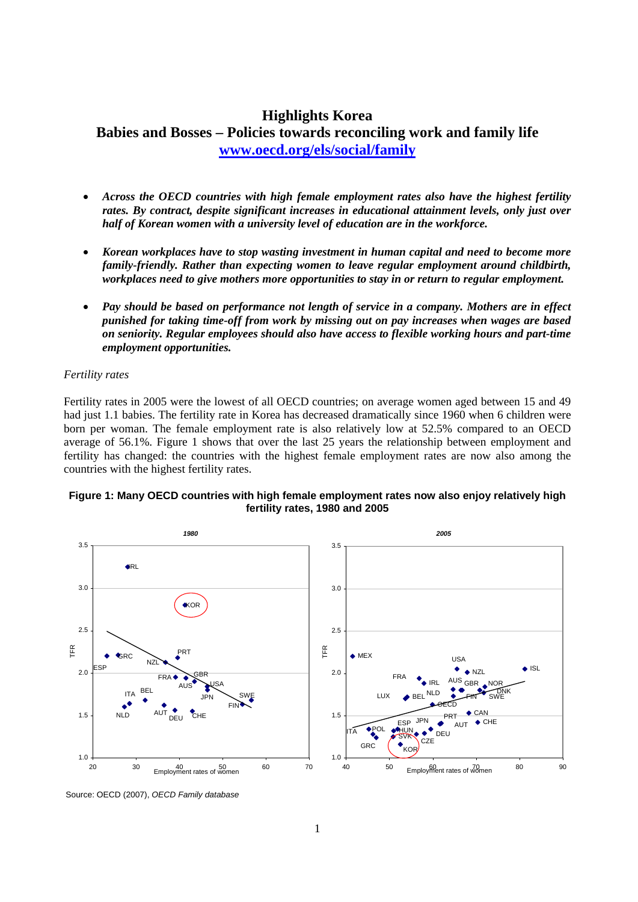# Highlights Korea

## Babies and Bosses – Policies towards reconciling work and family life

[www.oecd.org/els/social/family](www.oecd.org/els/social/family)

- ***Across the OECD countries with high female employment rates also have the highest fertility rates. By contrast, despite significant increases in educational attainment levels, only just over half of Korean women with a university level of education are in the workforce.***
- ***Korean workplaces have to stop wasting investment in human capital and need to become more family-friendly. Rather than expecting women to leave regular employment around childbirth, workplaces need to give mothers more opportunities to stay in or return to regular employment.***
- ***Pay should be based on performance not length of service in a company. Mothers are in effect punished for taking time-off from work by missing out on pay increases when wages are based on seniority. Regular employees should also have access to flexible working hours and part-time employment opportunities.***

*Fertility rates*

Fertility rates in 2005 were the lowest of all OECD countries; on average women aged between 15 and 49 had just 1.1 babies. The fertility rate in Korea has decreased dramatically since 1960 when 6 children were born per woman. The female employment rate is also relatively low at 52.5% compared to an OECD average of 56.1%. Figure 1 shows that over the last 25 years the relationship between employment and fertility has changed: the countries with the highest female employment rates are now also among the countries with the highest fertility rates.

**Figure 1: Many OECD countries with high female employment rates now also enjoy relatively high fertility rates, 1980 and 2005**

Source: OECD (2007), *OECD Family database*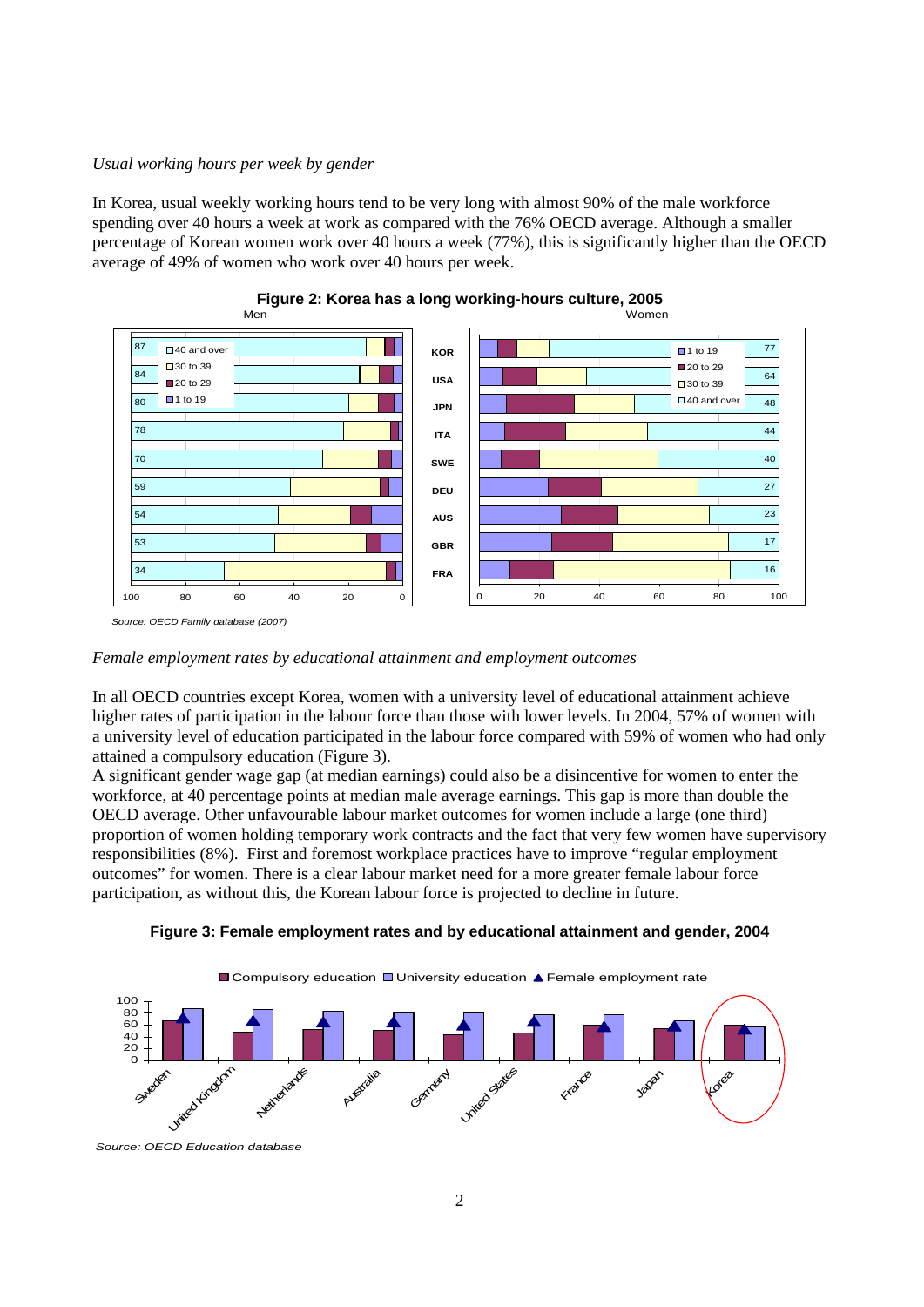*Usual working hours per week by gender*

In Korea, usual weekly working hours tend to be very long with almost 90% of the male workforce spending over 40 hours a week at work as compared with the 76% OECD average. Although a smaller percentage of Korean women work over 40 hours a week (77%), this is significantly higher than the OECD average of 49% of women who work over 40 hours per week.

**Figure 2: Korea has a long working-hours culture, 2005**

Men

40 and over
30 to 39
20 to 29
1 to 19

87
84
80
78
70
59
54
53
34

100 80 60 40 20 0

KOR
USA
JPN
ITA
SWE
DEU
AUS
GBR
FRA

Women

1 to 19
20 to 29
30 to 39
40 and over

77
64
48
44
40
27
23
17
16

0 20 40 60 80 100

*Source: OECD Family database (2007)*

*Female employment rates by educational attainment and employment outcomes*

In all OECD countries except Korea, women with a university level of educational attainment achieve higher rates of participation in the labour force than those with lower levels. In 2004, 57% of women with a university level of education participated in the labour force compared with 59% of women who had only attained a compulsory education (Figure 3).

A significant gender wage gap (at median earnings) could also be a disincentive for women to enter the workforce, at 40 percentage points at median male average earnings. This gap is more than double the OECD average. Other unfavourable labour market outcomes for women include a large (one third) proportion of women holding temporary work contracts and the fact that very few women have supervisory responsibilities (8%). First and foremost workplace practices have to improve "regular employment outcomes" for women. There is a clear labour market need for a more greater female labour force participation, as without this, the Korean labour force is projected to decline in future.

**Figure 3: Female employment rates and by educational attainment and gender, 2004**

Compulsory education
University education
Female employment rate

100
80
60
40
20
0

Sweden
United Kingdom
Netherlands
Australia
Germany
United States
France
Japan
Korea

*Source: OECD Education database*